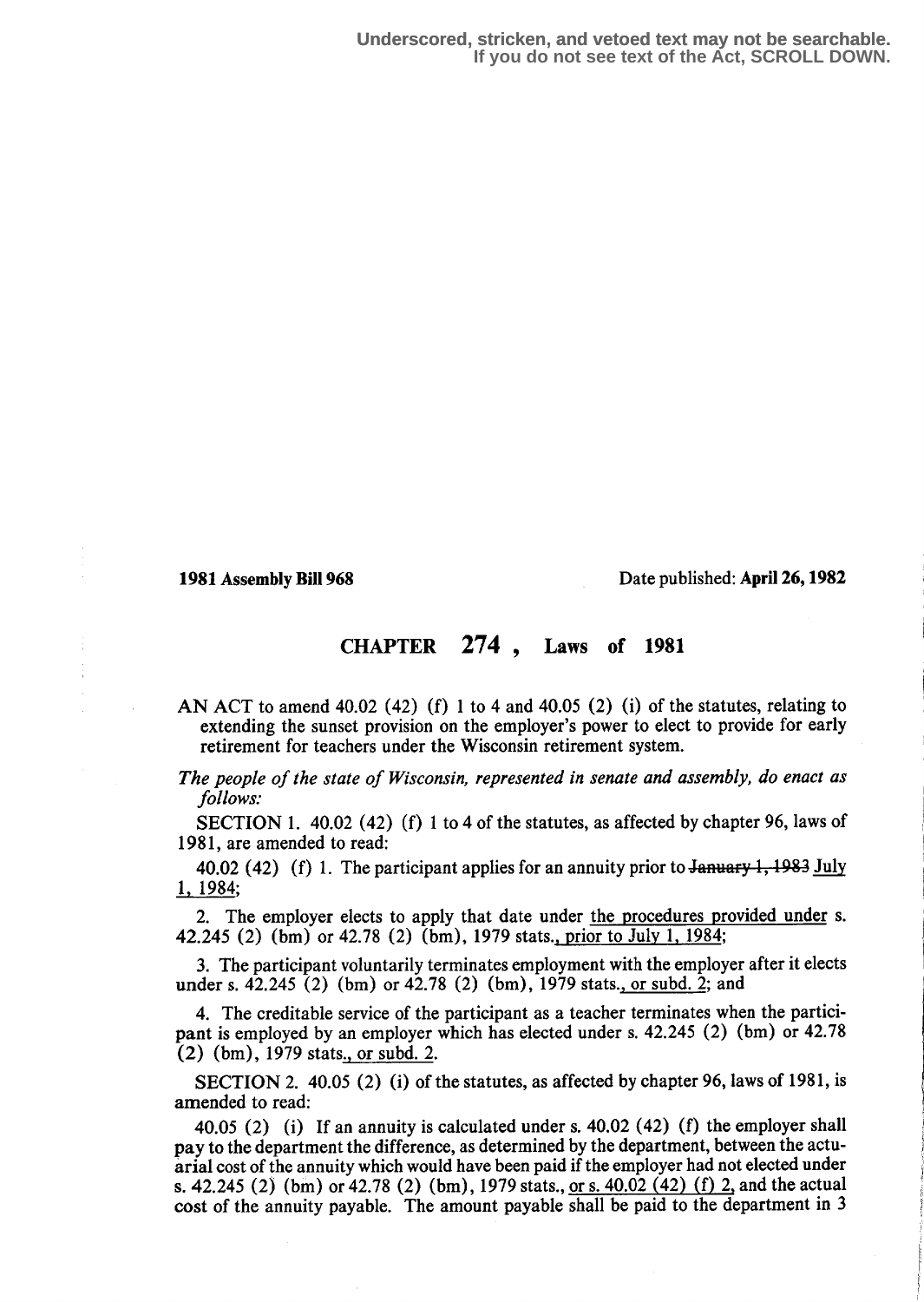Underscored, stricken, and vetoed text may not be searchable.
If you do not see text of the Act, SCROLL DOWN.

**1981 Assembly Bill 968** Date published: **April 26, 1982**

# CHAPTER 274, Laws of 1981

AN ACT to amend 40.02 (42) (f) 1 to 4 and 40.05 (2) (i) of the statutes, relating to extending the sunset provision on the employer's power to elect to provide for early retirement for teachers under the Wisconsin retirement system.

*The people of the state of Wisconsin, represented in senate and assembly, do enact as follows:*

SECTION 1. 40.02 (42) (f) 1 to 4 of the statutes, as affected by chapter 96, laws of 1981, are amended to read:

40.02 (42) (f) 1. The participant applies for an annuity prior to ~~January 1, 1983~~ <u>July 1, 1984</u>;

2. The employer elects to apply that date under <u>the procedures provided under</u> s. 42.245 (2) (bm) or 42.78 (2) (bm), 1979 stats.<u>, prior to July 1, 1984</u>;

3. The participant voluntarily terminates employment with the employer after it elects under s. 42.245 (2) (bm) or 42.78 (2) (bm), 1979 stats.<u>, or subd. 2</u>; and

4. The creditable service of the participant as a teacher terminates when the participant is employed by an employer which has elected under s. 42.245 (2) (bm) or 42.78 (2) (bm), 1979 stats.<u>, or subd. 2</u>.

SECTION 2. 40.05 (2) (i) of the statutes, as affected by chapter 96, laws of 1981, is amended to read:

40.05 (2) (i) If an annuity is calculated under s. 40.02 (42) (f) the employer shall pay to the department the difference, as determined by the department, between the actuarial cost of the annuity which would have been paid if the employer had not elected under s. 42.245 (2) (bm) or 42.78 (2) (bm), 1979 stats., <u>or s. 40.02 (42) (f) 2</u>, and the actual cost of the annuity payable. The amount payable shall be paid to the department in 3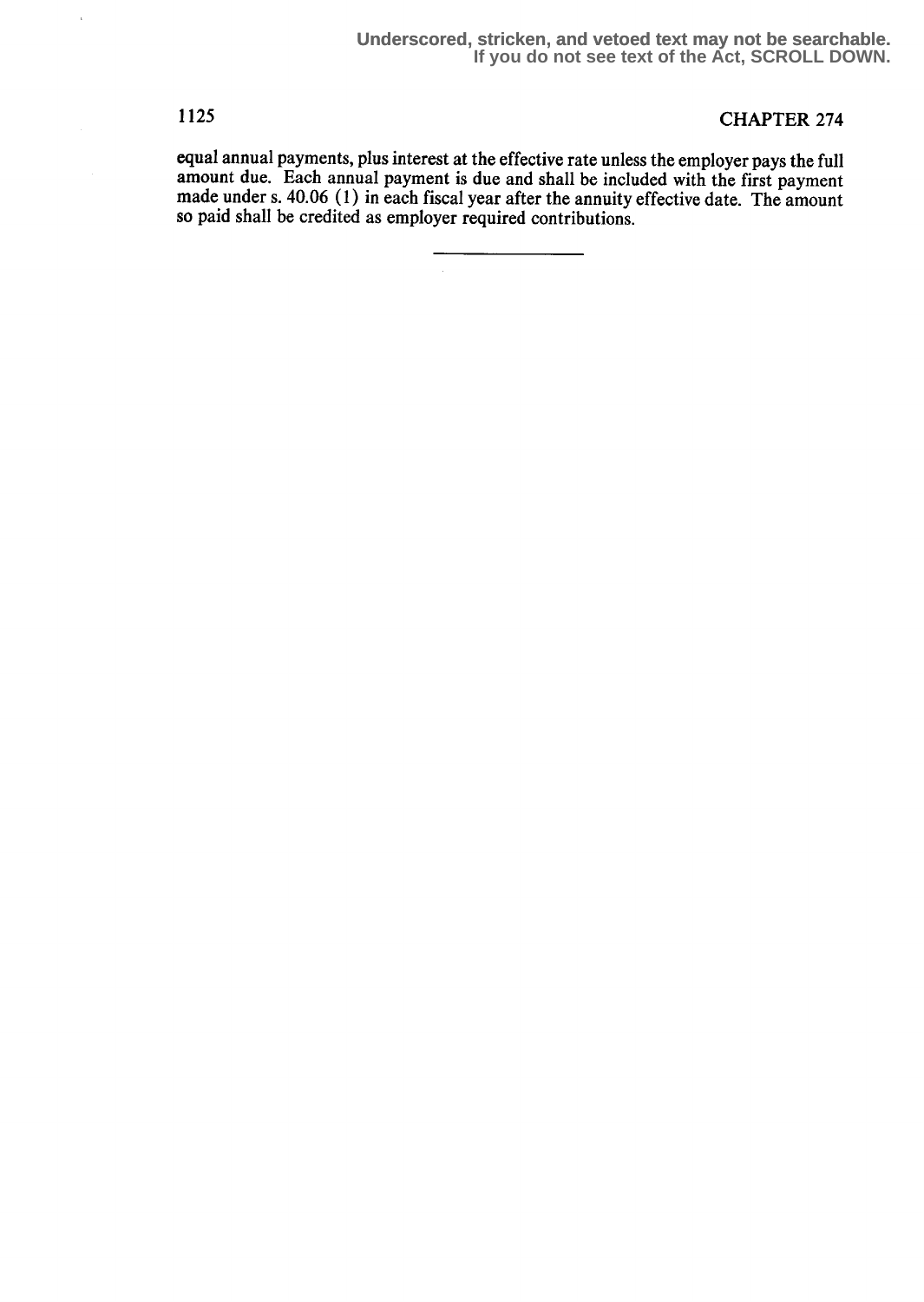equal annual payments, plus interest at the effective rate unless the employer pays the full amount due. Each annual payment is due and shall be included with the first payment made under s. 40.06 (1) in each fiscal year after the annuity effective date. The amount so paid shall be credited as employer required contributions.